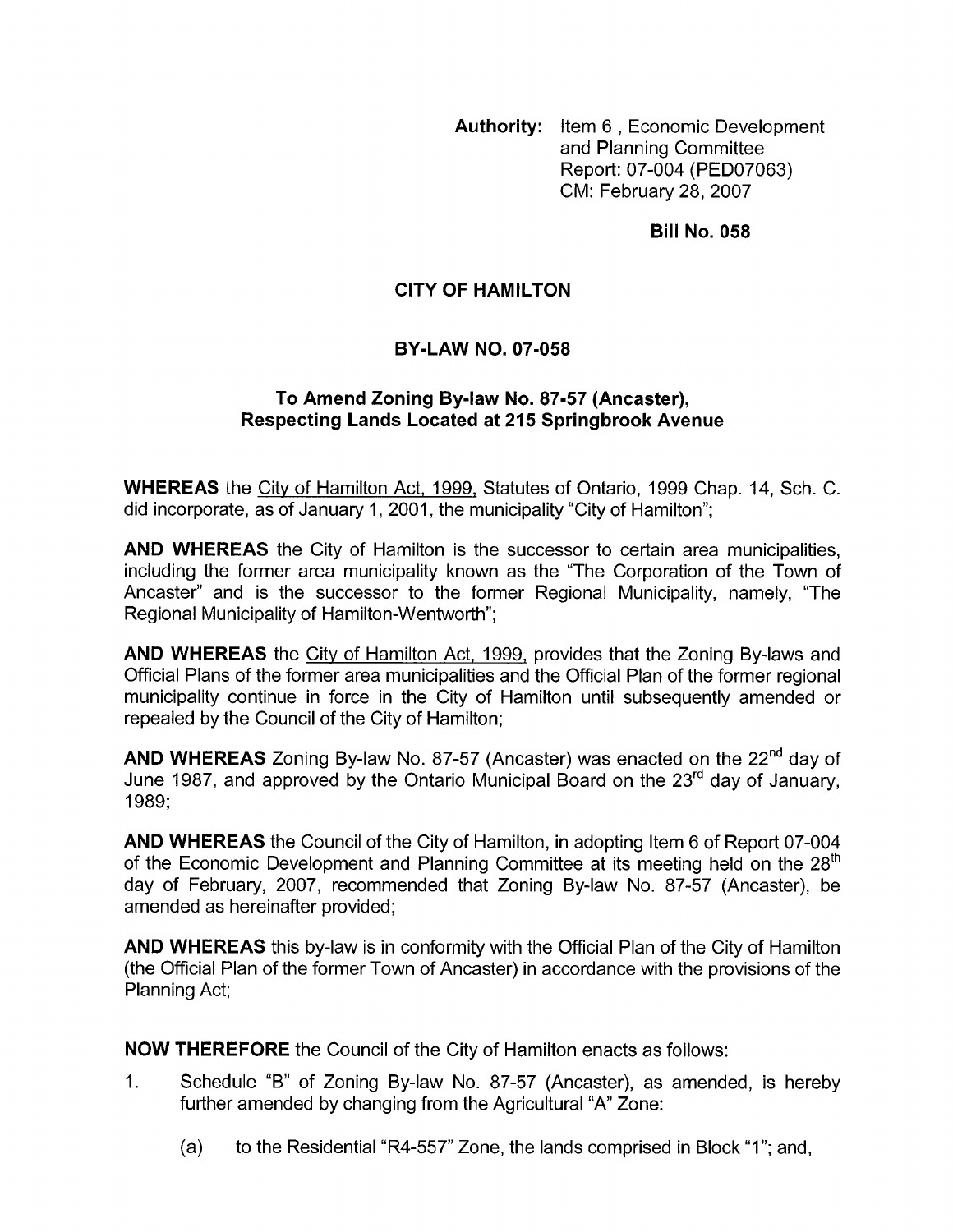**Authority:** Item 6 , Economic Development and Planning Committee
Report: 07-004 (PED07063)
CM: February 28, 2007

**Bill No. 058**

# CITY OF HAMILTON

## BY-LAW NO. 07-058

### To Amend Zoning By-law No. 87-57 (Ancaster), Respecting Lands Located at 215 Springbrook Avenue

**WHEREAS** the City of Hamilton Act, 1999, Statutes of Ontario, 1999 Chap. 14, Sch. C. did incorporate, as of January 1, 2001, the municipality "City of Hamilton";

**AND WHEREAS** the City of Hamilton is the successor to certain area municipalities, including the former area municipality known as the "The Corporation of the Town of Ancaster" and is the successor to the former Regional Municipality, namely, "The Regional Municipality of Hamilton-Wentworth";

**AND WHEREAS** the City of Hamilton Act, 1999, provides that the Zoning By-laws and Official Plans of the former area municipalities and the Official Plan of the former regional municipality continue in force in the City of Hamilton until subsequently amended or repealed by the Council of the City of Hamilton;

**AND WHEREAS** Zoning By-law No. 87-57 (Ancaster) was enacted on the 22nd day of June 1987, and approved by the Ontario Municipal Board on the 23rd day of January, 1989;

**AND WHEREAS** the Council of the City of Hamilton, in adopting Item 6 of Report 07-004 of the Economic Development and Planning Committee at its meeting held on the 28th day of February, 2007, recommended that Zoning By-law No. 87-57 (Ancaster), be amended as hereinafter provided;

**AND WHEREAS** this by-law is in conformity with the Official Plan of the City of Hamilton (the Official Plan of the former Town of Ancaster) in accordance with the provisions of the Planning Act;

**NOW THEREFORE** the Council of the City of Hamilton enacts as follows:

1. Schedule "B" of Zoning By-law No. 87-57 (Ancaster), as amended, is hereby further amended by changing from the Agricultural "A" Zone:

   (a) to the Residential "R4-557" Zone, the lands comprised in Block "1"; and,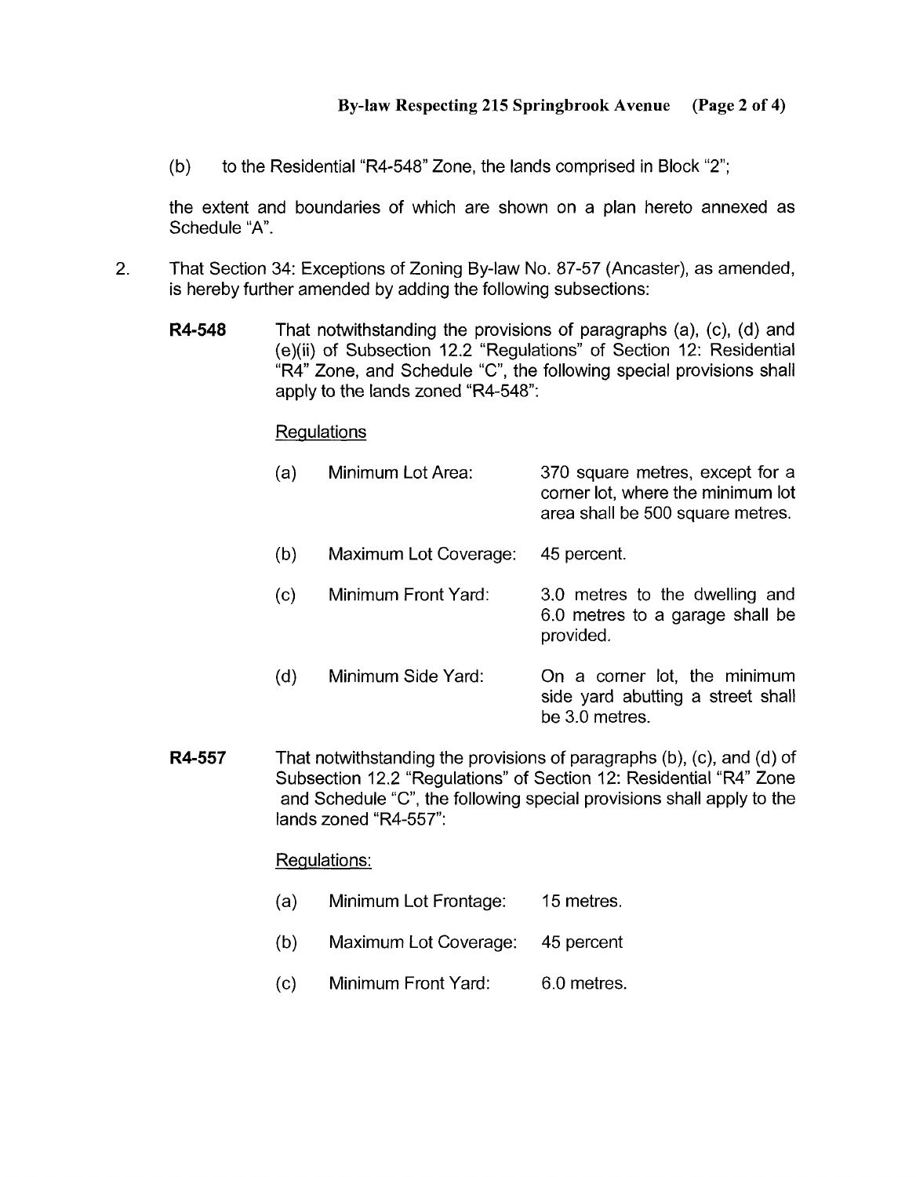(b) to the Residential "R4-548" Zone, the lands comprised in Block "2";

the extent and boundaries of which are shown on a plan hereto annexed as Schedule "A".

2. That Section 34: Exceptions of Zoning By-law No. 87-57 (Ancaster), as amended, is hereby further amended by adding the following subsections:

**R4-548** That notwithstanding the provisions of paragraphs (a), (c), (d) and (e)(ii) of Subsection 12.2 "Regulations" of Section 12: Residential "R4" Zone, and Schedule "C", the following special provisions shall apply to the lands zoned "R4-548":

Regulations

(a) Minimum Lot Area: 370 square metres, except for a corner lot, where the minimum lot area shall be 500 square metres.

(b) Maximum Lot Coverage: 45 percent.

(c) Minimum Front Yard: 3.0 metres to the dwelling and 6.0 metres to a garage shall be provided.

(d) Minimum Side Yard: On a corner lot, the minimum side yard abutting a street shall be 3.0 metres.

**R4-557** That notwithstanding the provisions of paragraphs (b), (c), and (d) of Subsection 12.2 "Regulations" of Section 12: Residential "R4" Zone and Schedule "C", the following special provisions shall apply to the lands zoned "R4-557":

Regulations:

(a) Minimum Lot Frontage: 15 metres.

(b) Maximum Lot Coverage: 45 percent

(c) Minimum Front Yard: 6.0 metres.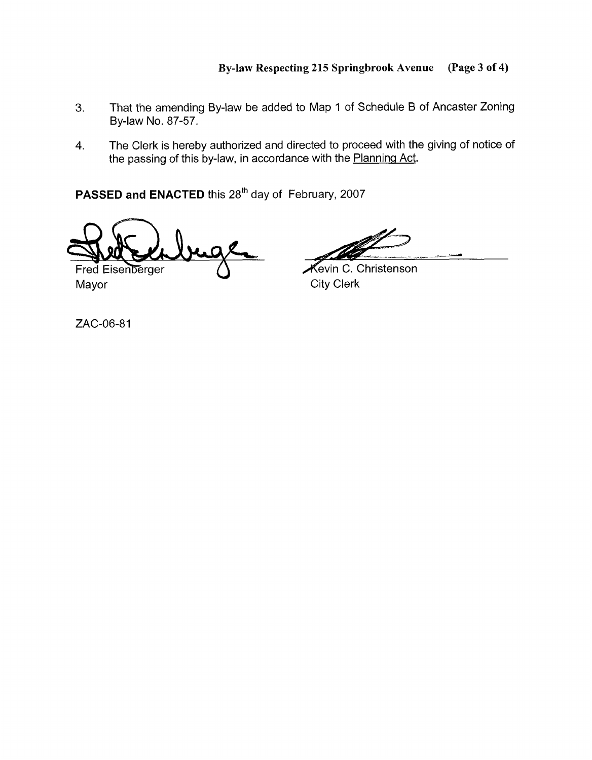3. That the amending By-law be added to Map 1 of Schedule B of Ancaster Zoning By-law No. 87-57.

4. The Clerk is hereby authorized and directed to proceed with the giving of notice of the passing of this by-law, in accordance with the Planning Act.

**PASSED and ENACTED** this 28th day of February, 2007

Fred Eisenberger
Mayor

Kevin C. Christenson
City Clerk

ZAC-06-81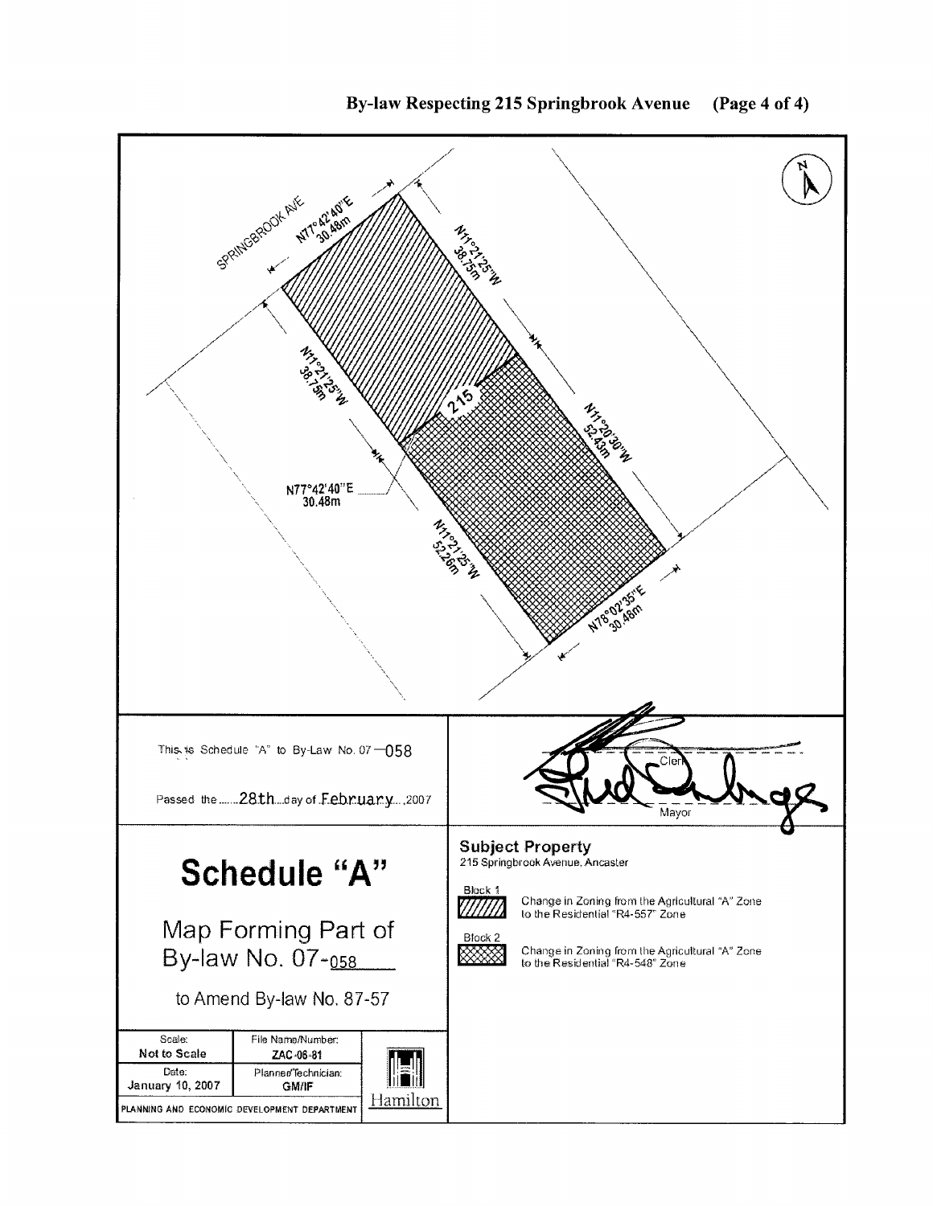**By-law Respecting 215 Springbrook Avenue (Page 4 of 4)**

SPRINGBROOK AVE

N77°42'40"E
30.48m

N11°21'25"W
38.75m

N11°21'25"W
38.75m

215

N11°20'30"W
52.43m

N77°42'40"E
30.48m

N11°21'25"W
52.26m

N78°02'35"E
30.48m

N

This is Schedule "A" to By-Law No. 07–058

Passed the 28th day of February, 2007

Clerk

Mayor

# Schedule "A"

Map Forming Part of
By-law No. 07-058

to Amend By-law No. 87-57

**Subject Property**
215 Springbrook Avenue, Ancaster

Block 1 — Change in Zoning from the Agricultural "A" Zone to the Residential "R4-557" Zone

Block 2 — Change in Zoning from the Agricultural "A" Zone to the Residential "R4-548" Zone

| Scale: | File Name/Number: |
|---|---|
| Not to Scale | ZAC-06-81 |
| Date: | Planner/Technician: |
| January 10, 2007 | GM/IF |

PLANNING AND ECONOMIC DEVELOPMENT DEPARTMENT

Hamilton